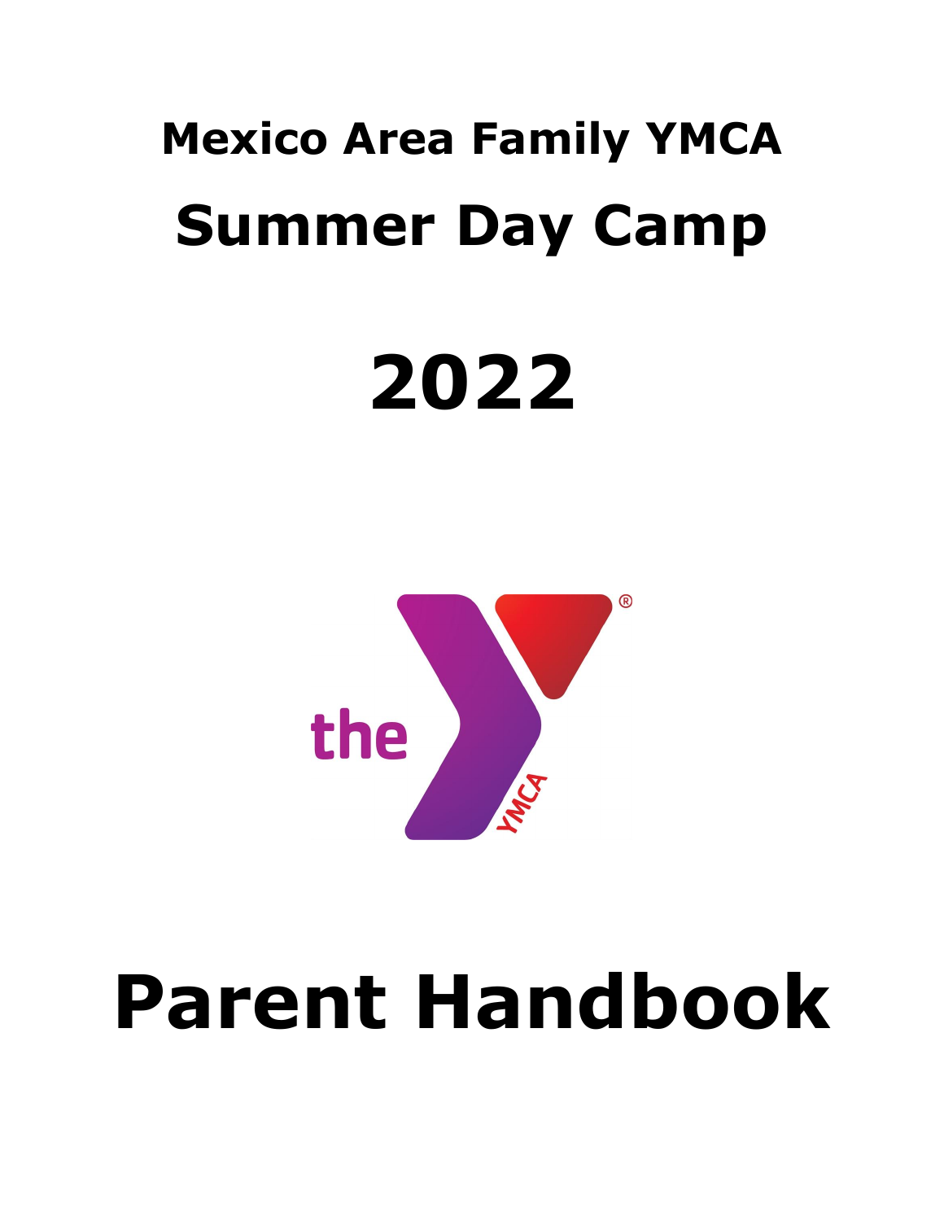# Mexico Area Family YMCA

# Summer Day Camp

# 2022

# Parent Handbook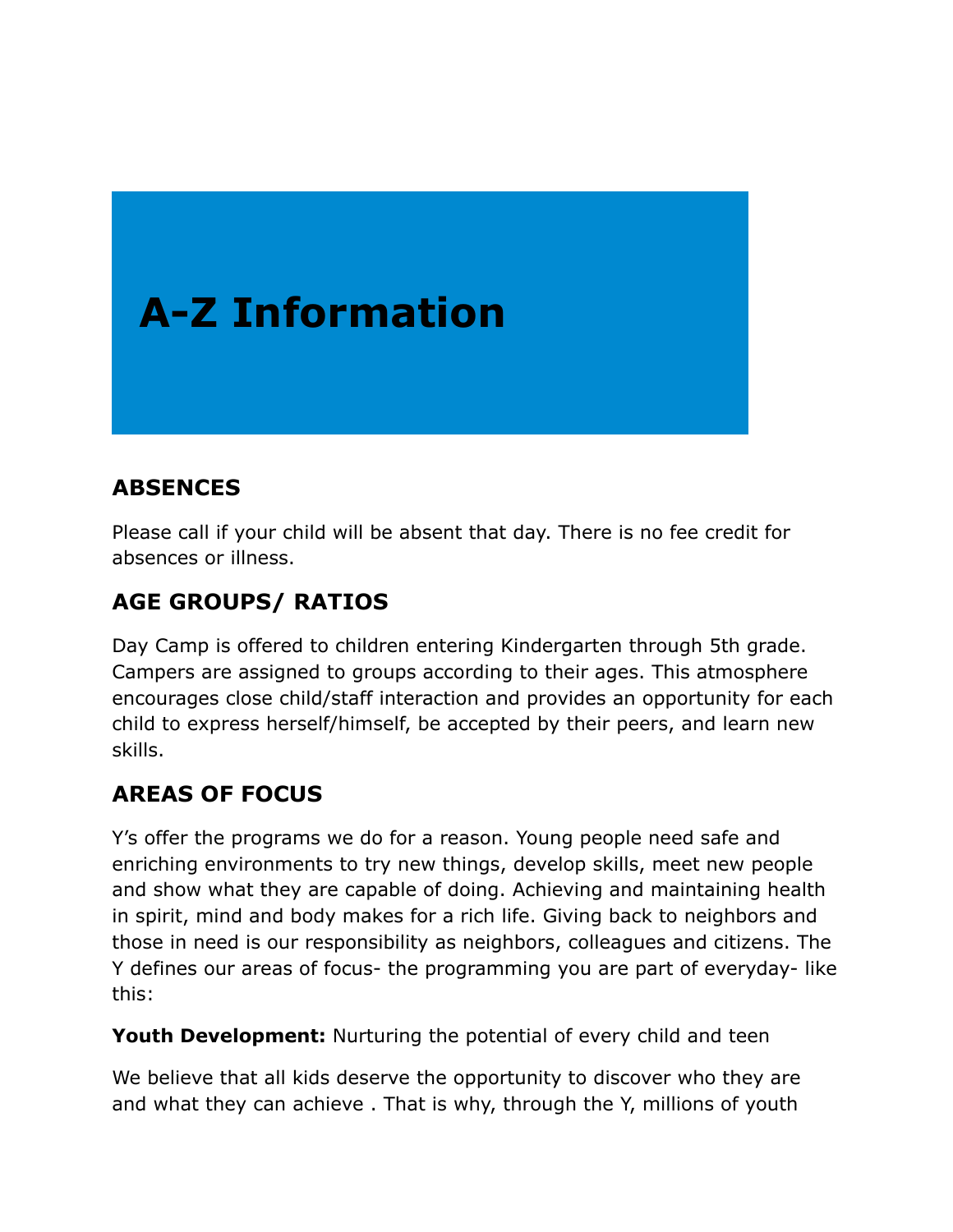# A-Z Information

## ABSENCES

Please call if your child will be absent that day. There is no fee credit for absences or illness.

## AGE GROUPS/ RATIOS

Day Camp is offered to children entering Kindergarten through 5th grade. Campers are assigned to groups according to their ages. This atmosphere encourages close child/staff interaction and provides an opportunity for each child to express herself/himself, be accepted by their peers, and learn new skills.

## AREAS OF FOCUS

Y's offer the programs we do for a reason. Young people need safe and enriching environments to try new things, develop skills, meet new people and show what they are capable of doing. Achieving and maintaining health in spirit, mind and body makes for a rich life. Giving back to neighbors and those in need is our responsibility as neighbors, colleagues and citizens. The Y defines our areas of focus- the programming you are part of everyday- like this:

**Youth Development:** Nurturing the potential of every child and teen

We believe that all kids deserve the opportunity to discover who they are and what they can achieve . That is why, through the Y, millions of youth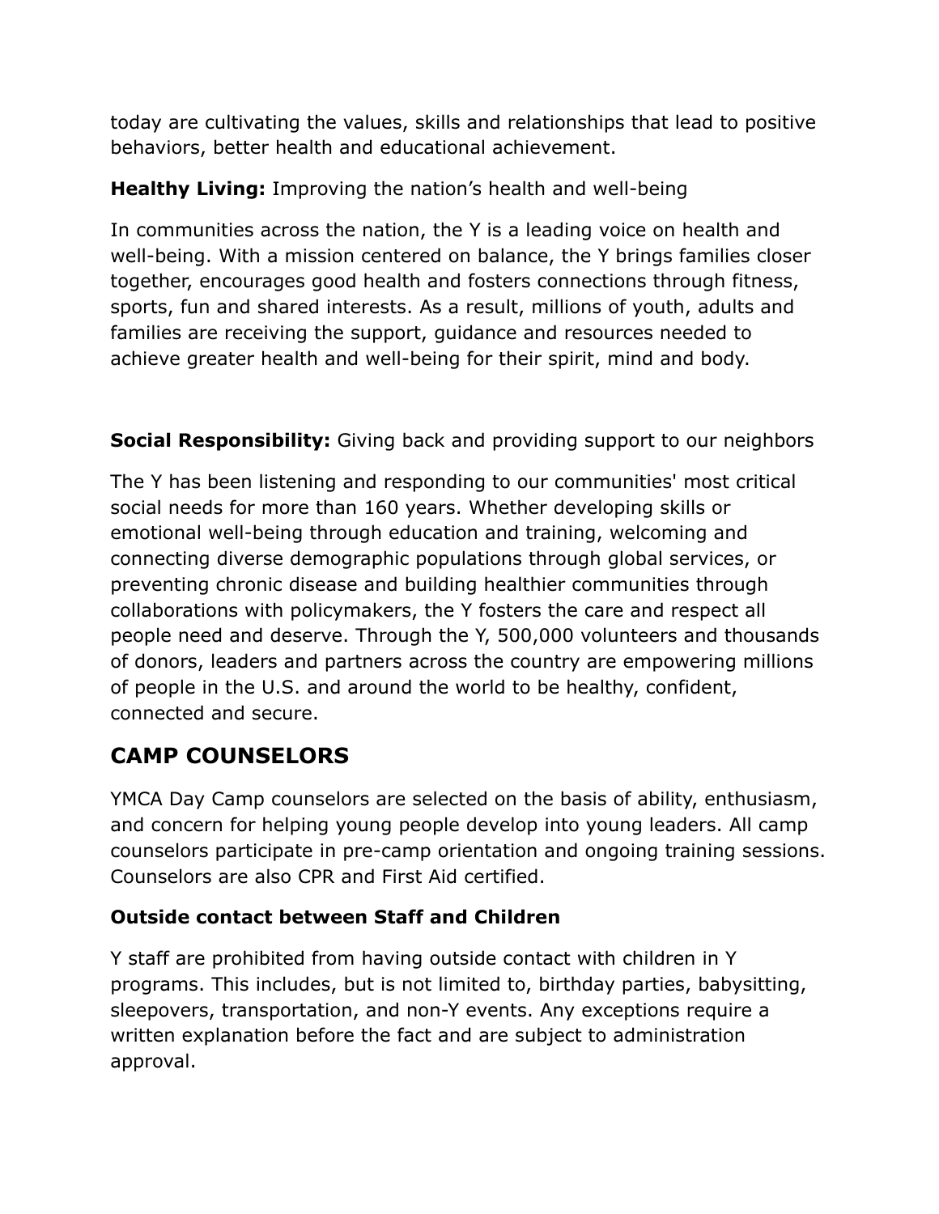today are cultivating the values, skills and relationships that lead to positive behaviors, better health and educational achievement.

**Healthy Living:** Improving the nation's health and well-being

In communities across the nation, the Y is a leading voice on health and well-being. With a mission centered on balance, the Y brings families closer together, encourages good health and fosters connections through fitness, sports, fun and shared interests. As a result, millions of youth, adults and families are receiving the support, guidance and resources needed to achieve greater health and well-being for their spirit, mind and body.

**Social Responsibility:** Giving back and providing support to our neighbors

The Y has been listening and responding to our communities' most critical social needs for more than 160 years. Whether developing skills or emotional well-being through education and training, welcoming and connecting diverse demographic populations through global services, or preventing chronic disease and building healthier communities through collaborations with policymakers, the Y fosters the care and respect all people need and deserve. Through the Y, 500,000 volunteers and thousands of donors, leaders and partners across the country are empowering millions of people in the U.S. and around the world to be healthy, confident, connected and secure.

## CAMP COUNSELORS

YMCA Day Camp counselors are selected on the basis of ability, enthusiasm, and concern for helping young people develop into young leaders. All camp counselors participate in pre-camp orientation and ongoing training sessions. Counselors are also CPR and First Aid certified.

### Outside contact between Staff and Children

Y staff are prohibited from having outside contact with children in Y programs. This includes, but is not limited to, birthday parties, babysitting, sleepovers, transportation, and non-Y events. Any exceptions require a written explanation before the fact and are subject to administration approval.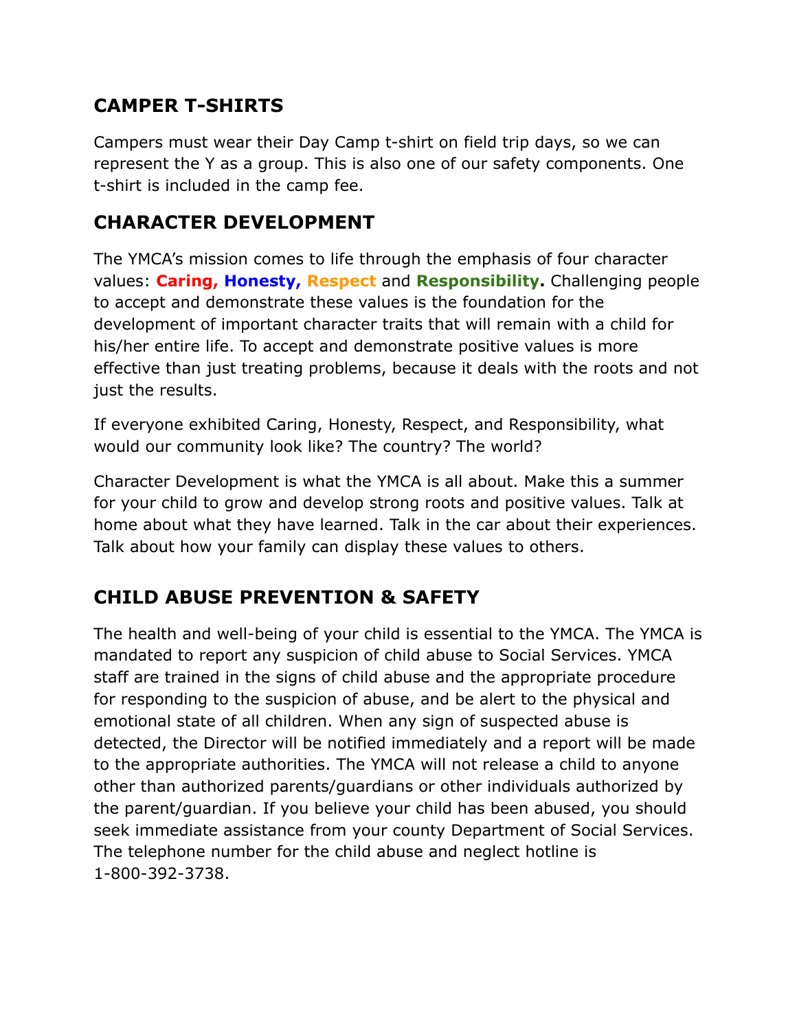## CAMPER T-SHIRTS

Campers must wear their Day Camp t-shirt on field trip days, so we can represent the Y as a group. This is also one of our safety components. One t-shirt is included in the camp fee.

## CHARACTER DEVELOPMENT

The YMCA's mission comes to life through the emphasis of four character values: **Caring, Honesty, Respect** and **Responsibility.** Challenging people to accept and demonstrate these values is the foundation for the development of important character traits that will remain with a child for his/her entire life. To accept and demonstrate positive values is more effective than just treating problems, because it deals with the roots and not just the results.

If everyone exhibited Caring, Honesty, Respect, and Responsibility, what would our community look like? The country? The world?

Character Development is what the YMCA is all about. Make this a summer for your child to grow and develop strong roots and positive values. Talk at home about what they have learned. Talk in the car about their experiences. Talk about how your family can display these values to others.

## CHILD ABUSE PREVENTION & SAFETY

The health and well-being of your child is essential to the YMCA. The YMCA is mandated to report any suspicion of child abuse to Social Services. YMCA staff are trained in the signs of child abuse and the appropriate procedure for responding to the suspicion of abuse, and be alert to the physical and emotional state of all children. When any sign of suspected abuse is detected, the Director will be notified immediately and a report will be made to the appropriate authorities. The YMCA will not release a child to anyone other than authorized parents/guardians or other individuals authorized by the parent/guardian. If you believe your child has been abused, you should seek immediate assistance from your county Department of Social Services. The telephone number for the child abuse and neglect hotline is 1-800-392-3738.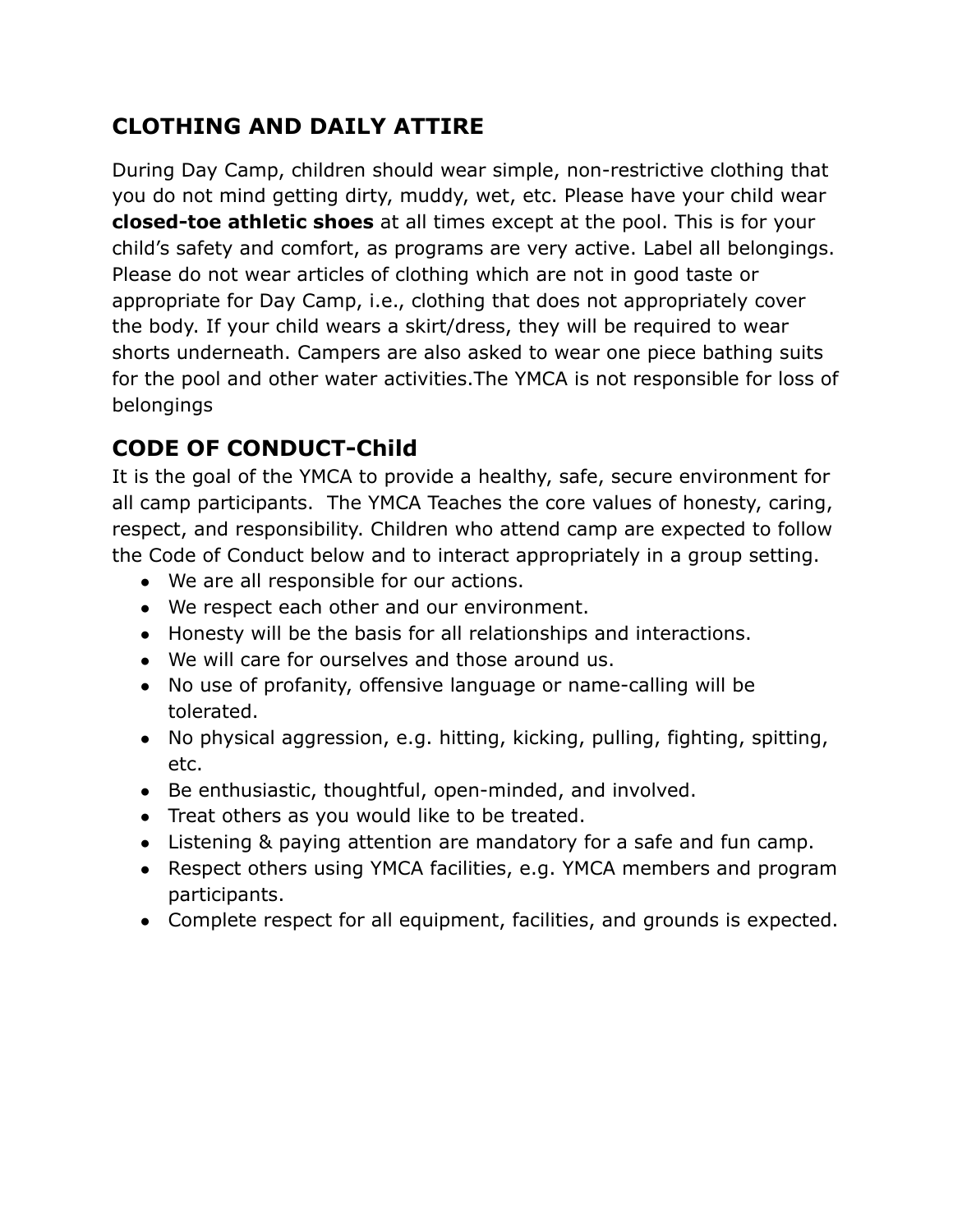## CLOTHING AND DAILY ATTIRE

During Day Camp, children should wear simple, non-restrictive clothing that you do not mind getting dirty, muddy, wet, etc. Please have your child wear **closed-toe athletic shoes** at all times except at the pool. This is for your child's safety and comfort, as programs are very active. Label all belongings. Please do not wear articles of clothing which are not in good taste or appropriate for Day Camp, i.e., clothing that does not appropriately cover the body. If your child wears a skirt/dress, they will be required to wear shorts underneath. Campers are also asked to wear one piece bathing suits for the pool and other water activities.The YMCA is not responsible for loss of belongings

## CODE OF CONDUCT-Child

It is the goal of the YMCA to provide a healthy, safe, secure environment for all camp participants. The YMCA Teaches the core values of honesty, caring, respect, and responsibility. Children who attend camp are expected to follow the Code of Conduct below and to interact appropriately in a group setting.

- We are all responsible for our actions.
- We respect each other and our environment.
- Honesty will be the basis for all relationships and interactions.
- We will care for ourselves and those around us.
- No use of profanity, offensive language or name-calling will be tolerated.
- No physical aggression, e.g. hitting, kicking, pulling, fighting, spitting, etc.
- Be enthusiastic, thoughtful, open-minded, and involved.
- Treat others as you would like to be treated.
- Listening & paying attention are mandatory for a safe and fun camp.
- Respect others using YMCA facilities, e.g. YMCA members and program participants.
- Complete respect for all equipment, facilities, and grounds is expected.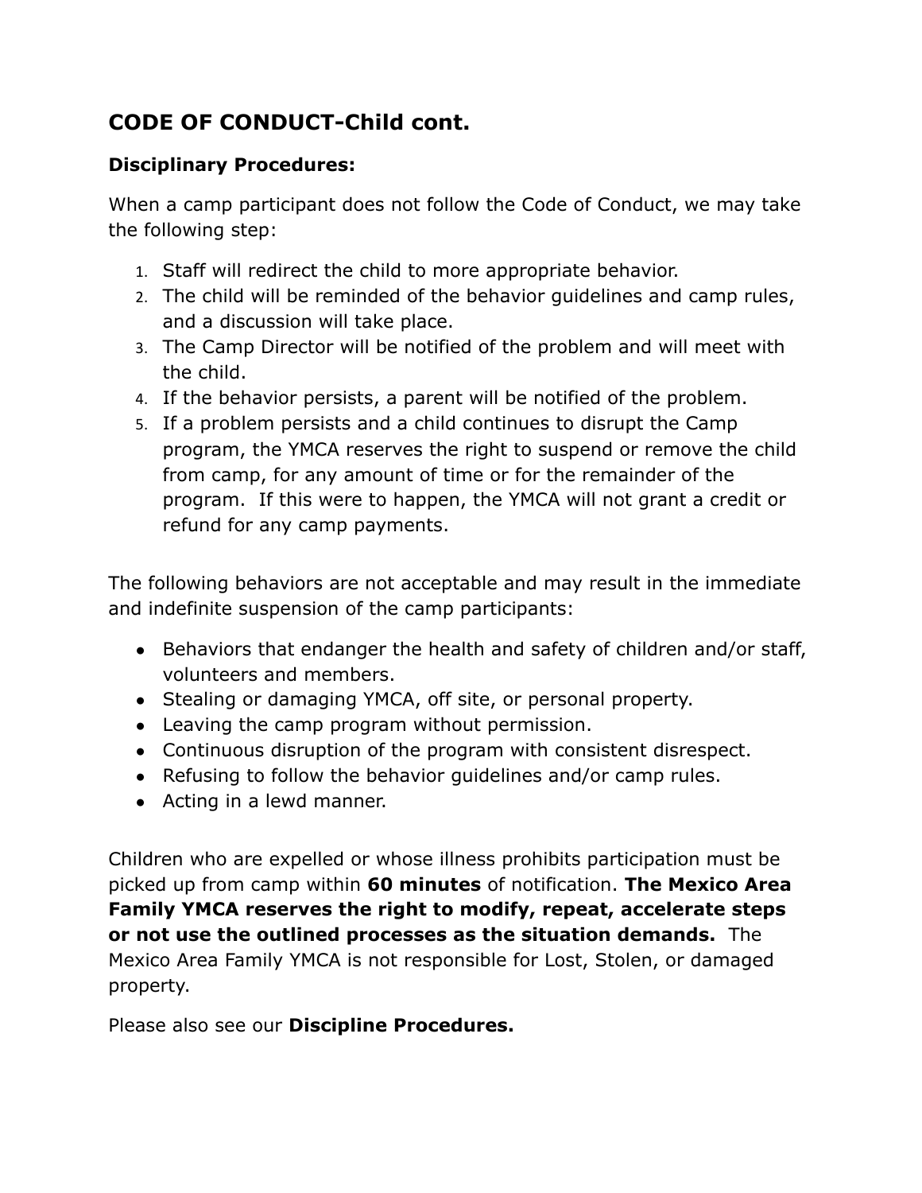## CODE OF CONDUCT-Child cont.

### Disciplinary Procedures:

When a camp participant does not follow the Code of Conduct, we may take the following step:

1. Staff will redirect the child to more appropriate behavior.
2. The child will be reminded of the behavior guidelines and camp rules, and a discussion will take place.
3. The Camp Director will be notified of the problem and will meet with the child.
4. If the behavior persists, a parent will be notified of the problem.
5. If a problem persists and a child continues to disrupt the Camp program, the YMCA reserves the right to suspend or remove the child from camp, for any amount of time or for the remainder of the program. If this were to happen, the YMCA will not grant a credit or refund for any camp payments.

The following behaviors are not acceptable and may result in the immediate and indefinite suspension of the camp participants:

- Behaviors that endanger the health and safety of children and/or staff, volunteers and members.
- Stealing or damaging YMCA, off site, or personal property.
- Leaving the camp program without permission.
- Continuous disruption of the program with consistent disrespect.
- Refusing to follow the behavior guidelines and/or camp rules.
- Acting in a lewd manner.

Children who are expelled or whose illness prohibits participation must be picked up from camp within **60 minutes** of notification. **The Mexico Area Family YMCA reserves the right to modify, repeat, accelerate steps or not use the outlined processes as the situation demands.** The Mexico Area Family YMCA is not responsible for Lost, Stolen, or damaged property.

Please also see our **Discipline Procedures.**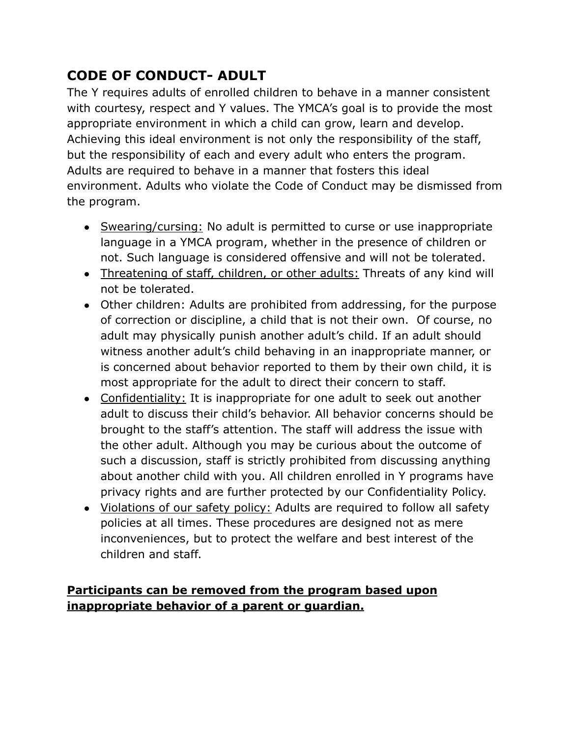## CODE OF CONDUCT- ADULT

The Y requires adults of enrolled children to behave in a manner consistent with courtesy, respect and Y values. The YMCA's goal is to provide the most appropriate environment in which a child can grow, learn and develop. Achieving this ideal environment is not only the responsibility of the staff, but the responsibility of each and every adult who enters the program. Adults are required to behave in a manner that fosters this ideal environment. Adults who violate the Code of Conduct may be dismissed from the program.

- <u>Swearing/cursing:</u> No adult is permitted to curse or use inappropriate language in a YMCA program, whether in the presence of children or not. Such language is considered offensive and will not be tolerated.
- <u>Threatening of staff, children, or other adults:</u> Threats of any kind will not be tolerated.
- Other children: Adults are prohibited from addressing, for the purpose of correction or discipline, a child that is not their own. Of course, no adult may physically punish another adult's child. If an adult should witness another adult's child behaving in an inappropriate manner, or is concerned about behavior reported to them by their own child, it is most appropriate for the adult to direct their concern to staff.
- <u>Confidentiality:</u> It is inappropriate for one adult to seek out another adult to discuss their child's behavior. All behavior concerns should be brought to the staff's attention. The staff will address the issue with the other adult. Although you may be curious about the outcome of such a discussion, staff is strictly prohibited from discussing anything about another child with you. All children enrolled in Y programs have privacy rights and are further protected by our Confidentiality Policy.
- <u>Violations of our safety policy:</u> Adults are required to follow all safety policies at all times. These procedures are designed not as mere inconveniences, but to protect the welfare and best interest of the children and staff.

<u>**Participants can be removed from the program based upon inappropriate behavior of a parent or guardian.**</u>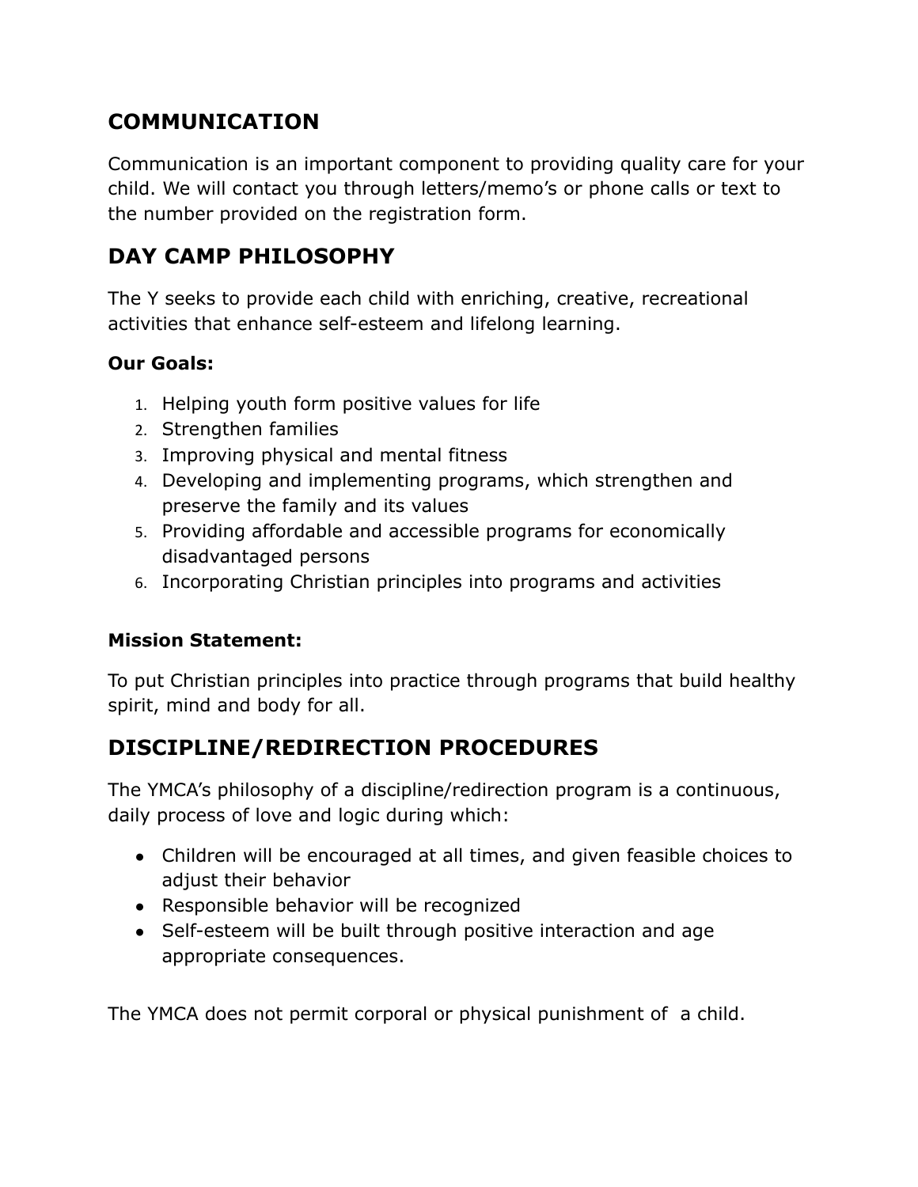## COMMUNICATION

Communication is an important component to providing quality care for your child. We will contact you through letters/memo's or phone calls or text to the number provided on the registration form.

## DAY CAMP PHILOSOPHY

The Y seeks to provide each child with enriching, creative, recreational activities that enhance self-esteem and lifelong learning.

**Our Goals:**

1. Helping youth form positive values for life
2. Strengthen families
3. Improving physical and mental fitness
4. Developing and implementing programs, which strengthen and preserve the family and its values
5. Providing affordable and accessible programs for economically disadvantaged persons
6. Incorporating Christian principles into programs and activities

**Mission Statement:**

To put Christian principles into practice through programs that build healthy spirit, mind and body for all.

## DISCIPLINE/REDIRECTION PROCEDURES

The YMCA's philosophy of a discipline/redirection program is a continuous, daily process of love and logic during which:

- Children will be encouraged at all times, and given feasible choices to adjust their behavior
- Responsible behavior will be recognized
- Self-esteem will be built through positive interaction and age appropriate consequences.

The YMCA does not permit corporal or physical punishment of a child.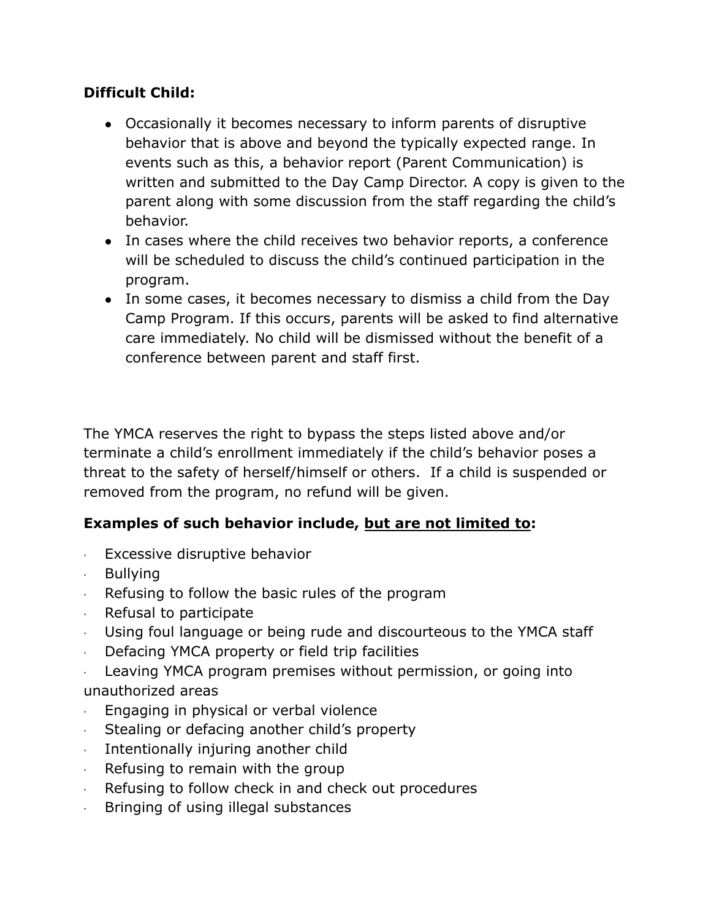**Difficult Child:**

- Occasionally it becomes necessary to inform parents of disruptive behavior that is above and beyond the typically expected range. In events such as this, a behavior report (Parent Communication) is written and submitted to the Day Camp Director. A copy is given to the parent along with some discussion from the staff regarding the child's behavior.
- In cases where the child receives two behavior reports, a conference will be scheduled to discuss the child's continued participation in the program.
- In some cases, it becomes necessary to dismiss a child from the Day Camp Program. If this occurs, parents will be asked to find alternative care immediately. No child will be dismissed without the benefit of a conference between parent and staff first.

The YMCA reserves the right to bypass the steps listed above and/or terminate a child's enrollment immediately if the child's behavior poses a threat to the safety of herself/himself or others. If a child is suspended or removed from the program, no refund will be given.

**Examples of such behavior include, <u>but are not limited to</u>:**

- Excessive disruptive behavior
- Bullying
- Refusing to follow the basic rules of the program
- Refusal to participate
- Using foul language or being rude and discourteous to the YMCA staff
- Defacing YMCA property or field trip facilities
- Leaving YMCA program premises without permission, or going into unauthorized areas
- Engaging in physical or verbal violence
- Stealing or defacing another child's property
- Intentionally injuring another child
- Refusing to remain with the group
- Refusing to follow check in and check out procedures
- Bringing of using illegal substances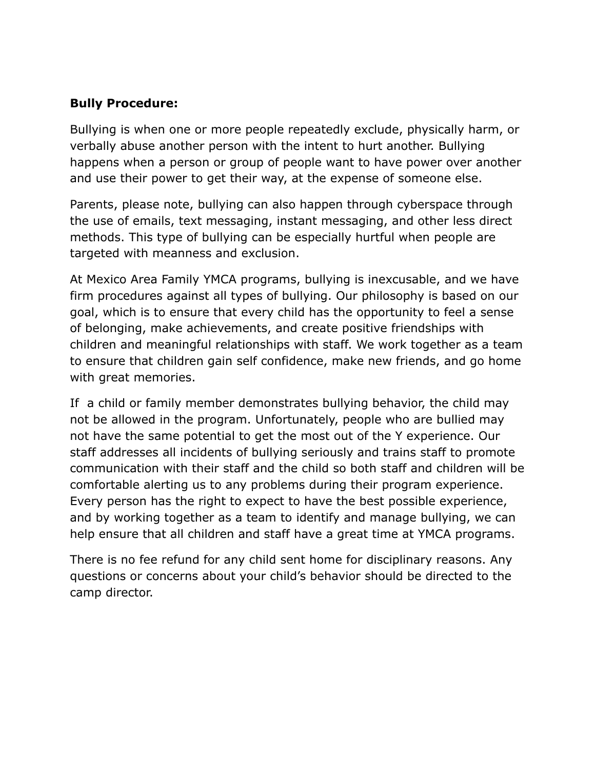**Bully Procedure:**

Bullying is when one or more people repeatedly exclude, physically harm, or verbally abuse another person with the intent to hurt another. Bullying happens when a person or group of people want to have power over another and use their power to get their way, at the expense of someone else.

Parents, please note, bullying can also happen through cyberspace through the use of emails, text messaging, instant messaging, and other less direct methods. This type of bullying can be especially hurtful when people are targeted with meanness and exclusion.

At Mexico Area Family YMCA programs, bullying is inexcusable, and we have firm procedures against all types of bullying. Our philosophy is based on our goal, which is to ensure that every child has the opportunity to feel a sense of belonging, make achievements, and create positive friendships with children and meaningful relationships with staff. We work together as a team to ensure that children gain self confidence, make new friends, and go home with great memories.

If a child or family member demonstrates bullying behavior, the child may not be allowed in the program. Unfortunately, people who are bullied may not have the same potential to get the most out of the Y experience. Our staff addresses all incidents of bullying seriously and trains staff to promote communication with their staff and the child so both staff and children will be comfortable alerting us to any problems during their program experience. Every person has the right to expect to have the best possible experience, and by working together as a team to identify and manage bullying, we can help ensure that all children and staff have a great time at YMCA programs.

There is no fee refund for any child sent home for disciplinary reasons. Any questions or concerns about your child's behavior should be directed to the camp director.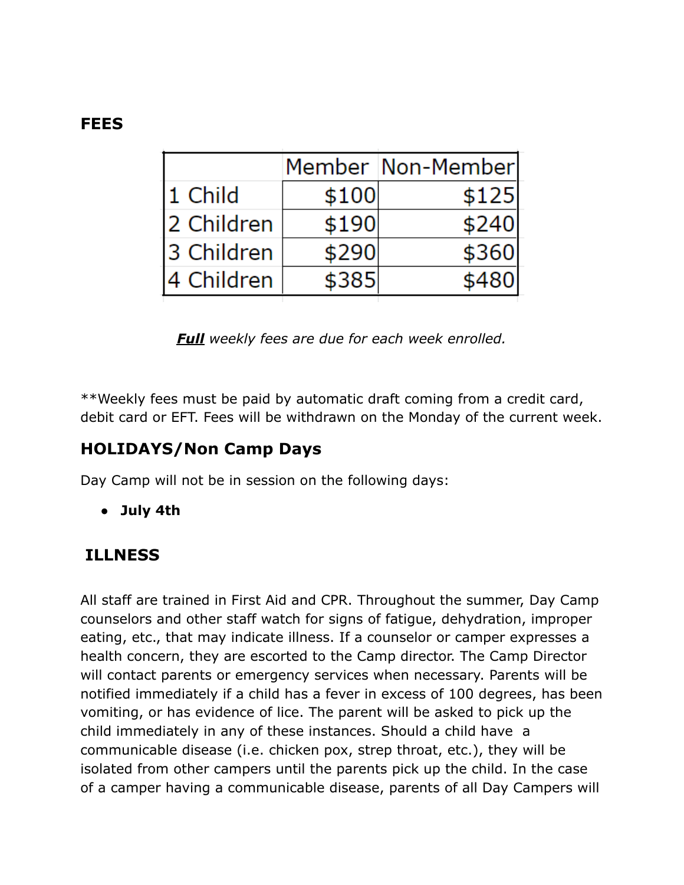## FEES

| | Member | Non-Member |
|---|---|---|
| 1 Child | $100 | $125 |
| 2 Children | $190 | $240 |
| 3 Children | $290 | $360 |
| 4 Children | $385 | $480 |

*__Full__ weekly fees are due for each week enrolled.*

**Weekly fees must be paid by automatic draft coming from a credit card, debit card or EFT. Fees will be withdrawn on the Monday of the current week.

## HOLIDAYS/Non Camp Days

Day Camp will not be in session on the following days:

- **July 4th**

## ILLNESS

All staff are trained in First Aid and CPR. Throughout the summer, Day Camp counselors and other staff watch for signs of fatigue, dehydration, improper eating, etc., that may indicate illness. If a counselor or camper expresses a health concern, they are escorted to the Camp director. The Camp Director will contact parents or emergency services when necessary. Parents will be notified immediately if a child has a fever in excess of 100 degrees, has been vomiting, or has evidence of lice. The parent will be asked to pick up the child immediately in any of these instances. Should a child have a communicable disease (i.e. chicken pox, strep throat, etc.), they will be isolated from other campers until the parents pick up the child. In the case of a camper having a communicable disease, parents of all Day Campers will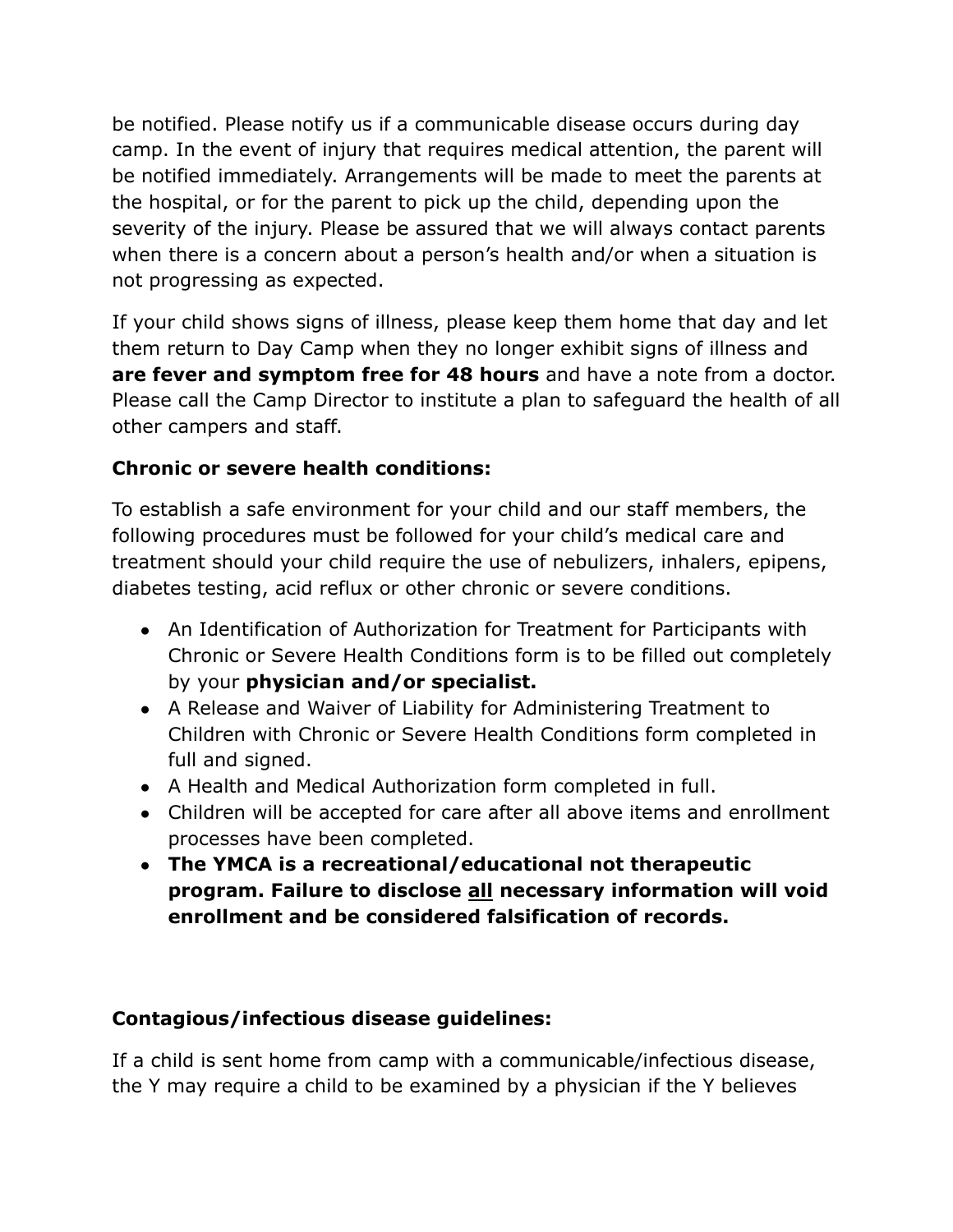be notified. Please notify us if a communicable disease occurs during day camp. In the event of injury that requires medical attention, the parent will be notified immediately. Arrangements will be made to meet the parents at the hospital, or for the parent to pick up the child, depending upon the severity of the injury. Please be assured that we will always contact parents when there is a concern about a person's health and/or when a situation is not progressing as expected.

If your child shows signs of illness, please keep them home that day and let them return to Day Camp when they no longer exhibit signs of illness and **are fever and symptom free for 48 hours** and have a note from a doctor. Please call the Camp Director to institute a plan to safeguard the health of all other campers and staff.

**Chronic or severe health conditions:**

To establish a safe environment for your child and our staff members, the following procedures must be followed for your child's medical care and treatment should your child require the use of nebulizers, inhalers, epipens, diabetes testing, acid reflux or other chronic or severe conditions.

- An Identification of Authorization for Treatment for Participants with Chronic or Severe Health Conditions form is to be filled out completely by your **physician and/or specialist.**
- A Release and Waiver of Liability for Administering Treatment to Children with Chronic or Severe Health Conditions form completed in full and signed.
- A Health and Medical Authorization form completed in full.
- Children will be accepted for care after all above items and enrollment processes have been completed.
- **The YMCA is a recreational/educational not therapeutic program. Failure to disclose <u>all</u> necessary information will void enrollment and be considered falsification of records.**

**Contagious/infectious disease guidelines:**

If a child is sent home from camp with a communicable/infectious disease, the Y may require a child to be examined by a physician if the Y believes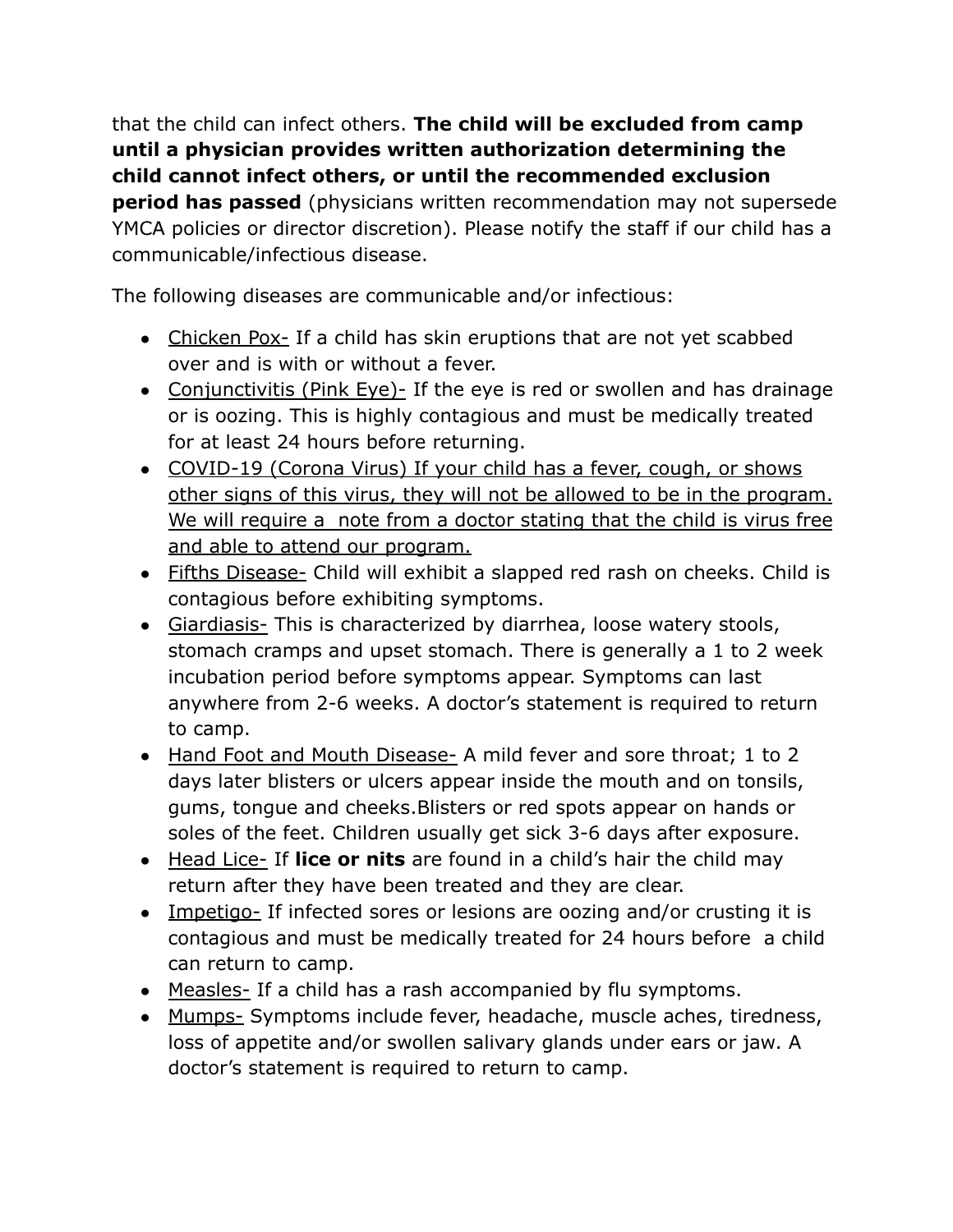that the child can infect others. **The child will be excluded from camp until a physician provides written authorization determining the child cannot infect others, or until the recommended exclusion period has passed** (physicians written recommendation may not supersede YMCA policies or director discretion). Please notify the staff if our child has a communicable/infectious disease.

The following diseases are communicable and/or infectious:

- <u>Chicken Pox-</u> If a child has skin eruptions that are not yet scabbed over and is with or without a fever.
- <u>Conjunctivitis (Pink Eye)-</u> If the eye is red or swollen and has drainage or is oozing. This is highly contagious and must be medically treated for at least 24 hours before returning.
- <u>COVID-19 (Corona Virus) If your child has a fever, cough, or shows other signs of this virus, they will not be allowed to be in the program. We will require a note from a doctor stating that the child is virus free and able to attend our program.</u>
- <u>Fifths Disease-</u> Child will exhibit a slapped red rash on cheeks. Child is contagious before exhibiting symptoms.
- <u>Giardiasis-</u> This is characterized by diarrhea, loose watery stools, stomach cramps and upset stomach. There is generally a 1 to 2 week incubation period before symptoms appear. Symptoms can last anywhere from 2-6 weeks. A doctor's statement is required to return to camp.
- <u>Hand Foot and Mouth Disease-</u> A mild fever and sore throat; 1 to 2 days later blisters or ulcers appear inside the mouth and on tonsils, gums, tongue and cheeks.Blisters or red spots appear on hands or soles of the feet. Children usually get sick 3-6 days after exposure.
- <u>Head Lice-</u> If **lice or nits** are found in a child's hair the child may return after they have been treated and they are clear.
- <u>Impetigo-</u> If infected sores or lesions are oozing and/or crusting it is contagious and must be medically treated for 24 hours before a child can return to camp.
- <u>Measles-</u> If a child has a rash accompanied by flu symptoms.
- <u>Mumps-</u> Symptoms include fever, headache, muscle aches, tiredness, loss of appetite and/or swollen salivary glands under ears or jaw. A doctor's statement is required to return to camp.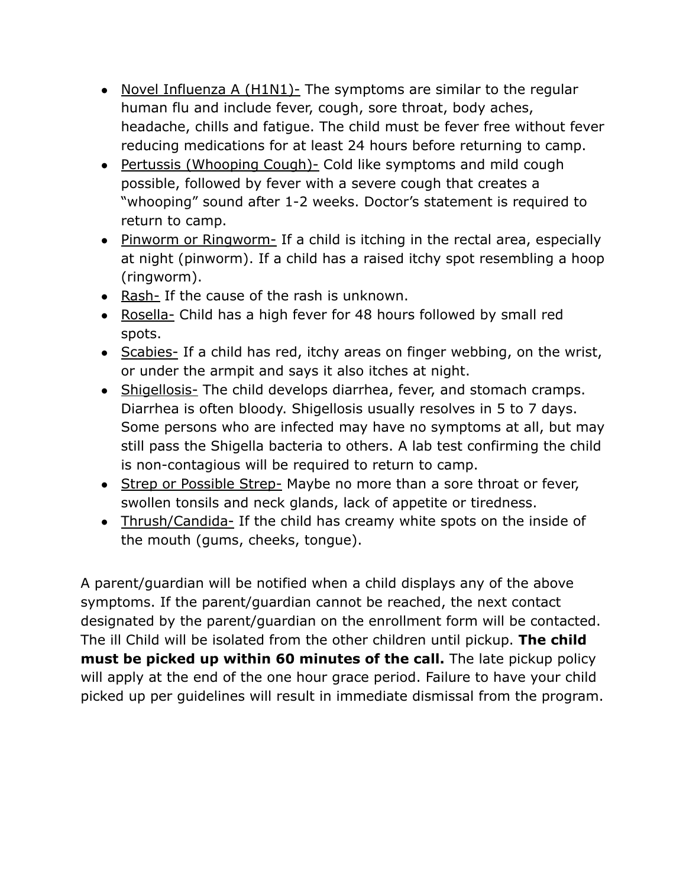- <u>Novel Influenza A (H1N1)-</u> The symptoms are similar to the regular human flu and include fever, cough, sore throat, body aches, headache, chills and fatigue. The child must be fever free without fever reducing medications for at least 24 hours before returning to camp.
- <u>Pertussis (Whooping Cough)-</u> Cold like symptoms and mild cough possible, followed by fever with a severe cough that creates a "whooping" sound after 1-2 weeks. Doctor's statement is required to return to camp.
- <u>Pinworm or Ringworm-</u> If a child is itching in the rectal area, especially at night (pinworm). If a child has a raised itchy spot resembling a hoop (ringworm).
- <u>Rash-</u> If the cause of the rash is unknown.
- <u>Rosella-</u> Child has a high fever for 48 hours followed by small red spots.
- <u>Scabies-</u> If a child has red, itchy areas on finger webbing, on the wrist, or under the armpit and says it also itches at night.
- <u>Shigellosis-</u> The child develops diarrhea, fever, and stomach cramps. Diarrhea is often bloody. Shigellosis usually resolves in 5 to 7 days. Some persons who are infected may have no symptoms at all, but may still pass the Shigella bacteria to others. A lab test confirming the child is non-contagious will be required to return to camp.
- <u>Strep or Possible Strep-</u> Maybe no more than a sore throat or fever, swollen tonsils and neck glands, lack of appetite or tiredness.
- <u>Thrush/Candida-</u> If the child has creamy white spots on the inside of the mouth (gums, cheeks, tongue).

A parent/guardian will be notified when a child displays any of the above symptoms. If the parent/guardian cannot be reached, the next contact designated by the parent/guardian on the enrollment form will be contacted. The ill Child will be isolated from the other children until pickup. **The child must be picked up within 60 minutes of the call.** The late pickup policy will apply at the end of the one hour grace period. Failure to have your child picked up per guidelines will result in immediate dismissal from the program.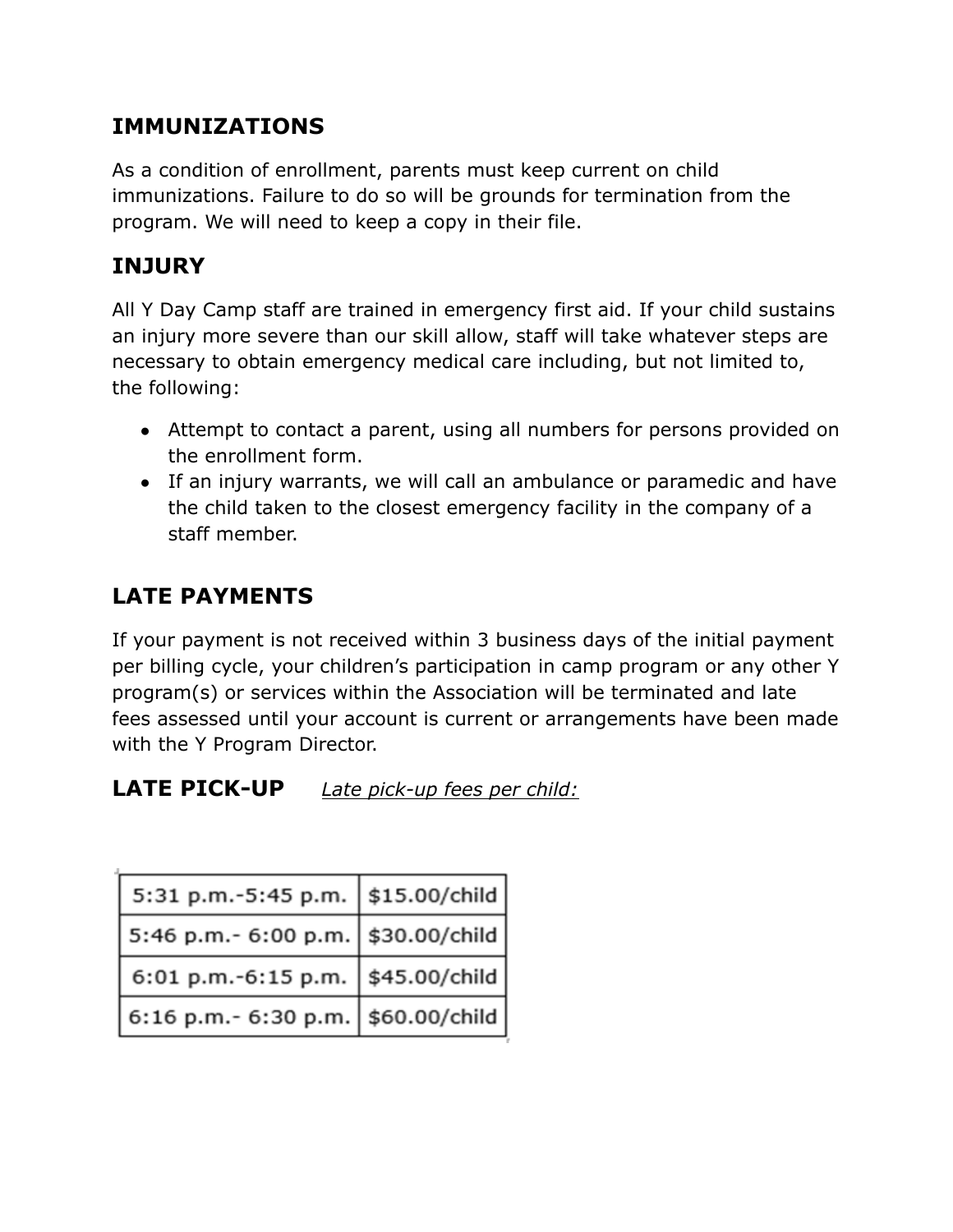## IMMUNIZATIONS

As a condition of enrollment, parents must keep current on child immunizations. Failure to do so will be grounds for termination from the program. We will need to keep a copy in their file.

## INJURY

All Y Day Camp staff are trained in emergency first aid. If your child sustains an injury more severe than our skill allow, staff will take whatever steps are necessary to obtain emergency medical care including, but not limited to, the following:

- Attempt to contact a parent, using all numbers for persons provided on the enrollment form.
- If an injury warrants, we will call an ambulance or paramedic and have the child taken to the closest emergency facility in the company of a staff member.

## LATE PAYMENTS

If your payment is not received within 3 business days of the initial payment per billing cycle, your children's participation in camp program or any other Y program(s) or services within the Association will be terminated and late fees assessed until your account is current or arrangements have been made with the Y Program Director.

## LATE PICK-UP

*Late pick-up fees per child:*

| Time | Fee |
|---|---|
| 5:31 p.m.-5:45 p.m. | $15.00/child |
| 5:46 p.m.- 6:00 p.m. | $30.00/child |
| 6:01 p.m.-6:15 p.m. | $45.00/child |
| 6:16 p.m.- 6:30 p.m. | $60.00/child |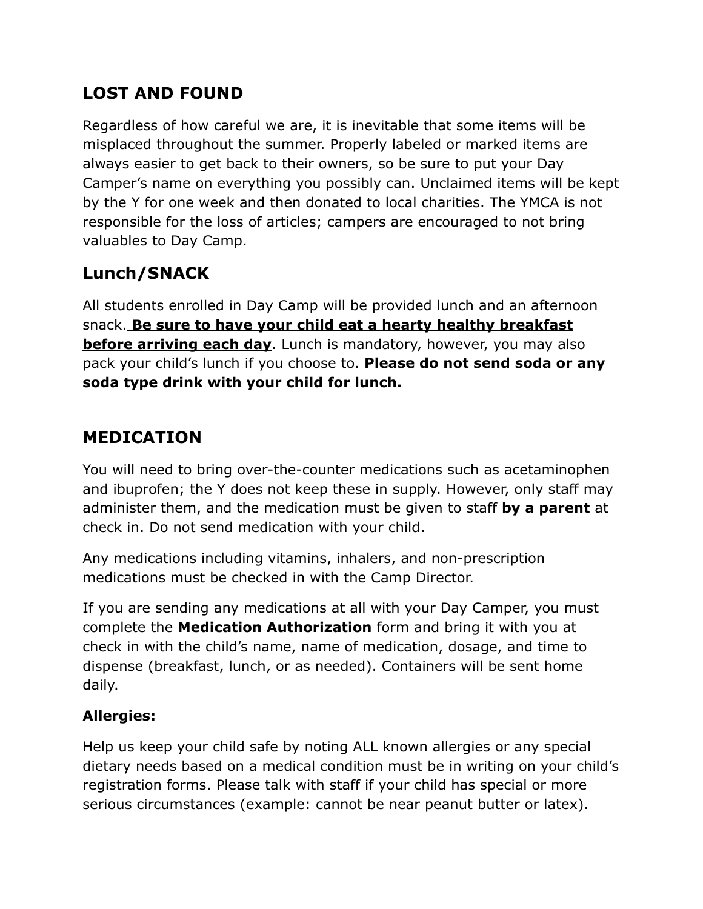## LOST AND FOUND

Regardless of how careful we are, it is inevitable that some items will be misplaced throughout the summer. Properly labeled or marked items are always easier to get back to their owners, so be sure to put your Day Camper's name on everything you possibly can. Unclaimed items will be kept by the Y for one week and then donated to local charities. The YMCA is not responsible for the loss of articles; campers are encouraged to not bring valuables to Day Camp.

## Lunch/SNACK

All students enrolled in Day Camp will be provided lunch and an afternoon snack. **<u>Be sure to have your child eat a hearty healthy breakfast before arriving each day</u>**. Lunch is mandatory, however, you may also pack your child's lunch if you choose to. **Please do not send soda or any soda type drink with your child for lunch.**

## MEDICATION

You will need to bring over-the-counter medications such as acetaminophen and ibuprofen; the Y does not keep these in supply. However, only staff may administer them, and the medication must be given to staff **by a parent** at check in. Do not send medication with your child.

Any medications including vitamins, inhalers, and non-prescription medications must be checked in with the Camp Director.

If you are sending any medications at all with your Day Camper, you must complete the **Medication Authorization** form and bring it with you at check in with the child's name, name of medication, dosage, and time to dispense (breakfast, lunch, or as needed). Containers will be sent home daily.

### Allergies:

Help us keep your child safe by noting ALL known allergies or any special dietary needs based on a medical condition must be in writing on your child's registration forms. Please talk with staff if your child has special or more serious circumstances (example: cannot be near peanut butter or latex).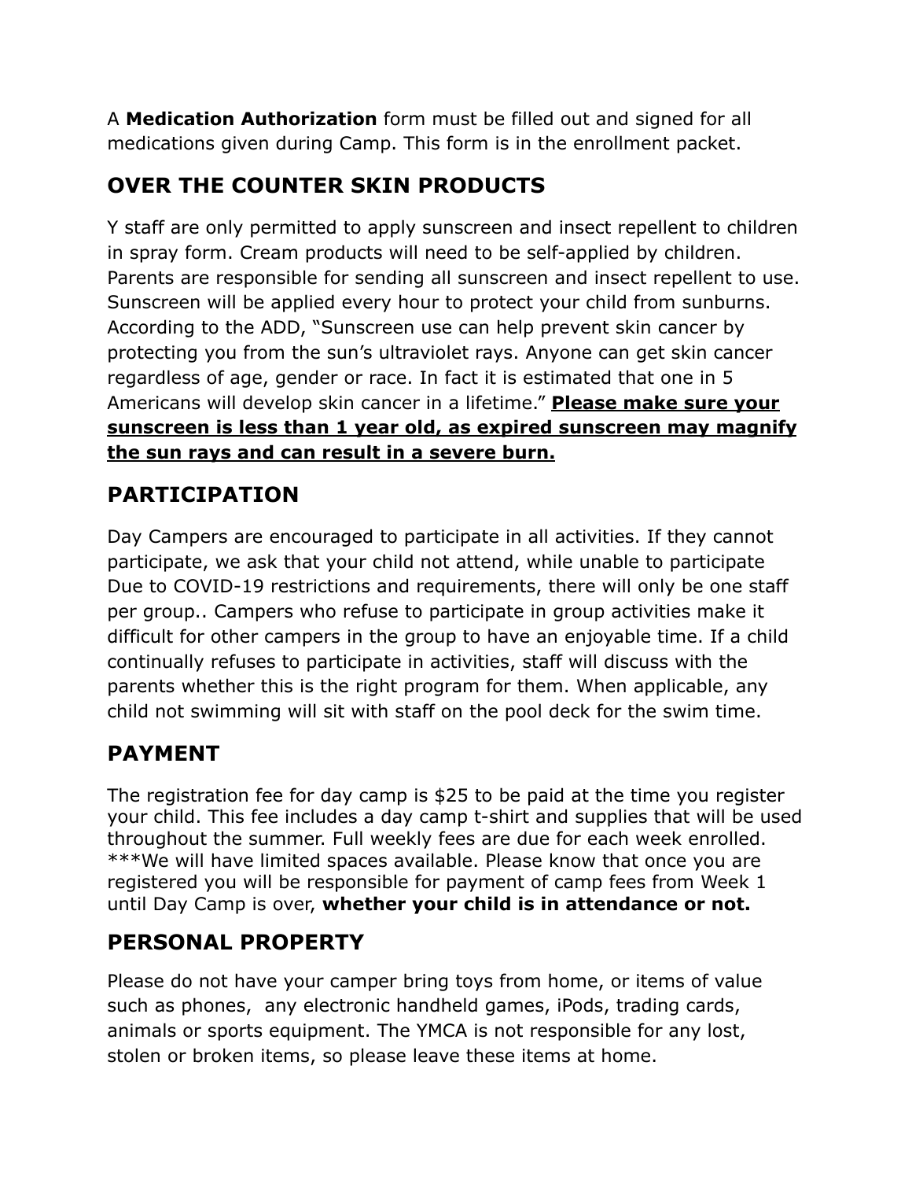A **Medication Authorization** form must be filled out and signed for all medications given during Camp. This form is in the enrollment packet.

## OVER THE COUNTER SKIN PRODUCTS

Y staff are only permitted to apply sunscreen and insect repellent to children in spray form. Cream products will need to be self-applied by children. Parents are responsible for sending all sunscreen and insect repellent to use. Sunscreen will be applied every hour to protect your child from sunburns. According to the ADD, "Sunscreen use can help prevent skin cancer by protecting you from the sun's ultraviolet rays. Anyone can get skin cancer regardless of age, gender or race. In fact it is estimated that one in 5 Americans will develop skin cancer in a lifetime." **<u>Please make sure your sunscreen is less than 1 year old, as expired sunscreen may magnify the sun rays and can result in a severe burn.</u>**

## PARTICIPATION

Day Campers are encouraged to participate in all activities. If they cannot participate, we ask that your child not attend, while unable to participate Due to COVID-19 restrictions and requirements, there will only be one staff per group.. Campers who refuse to participate in group activities make it difficult for other campers in the group to have an enjoyable time. If a child continually refuses to participate in activities, staff will discuss with the parents whether this is the right program for them. When applicable, any child not swimming will sit with staff on the pool deck for the swim time.

## PAYMENT

The registration fee for day camp is $25 to be paid at the time you register your child. This fee includes a day camp t-shirt and supplies that will be used throughout the summer. Full weekly fees are due for each week enrolled. ***We will have limited spaces available. Please know that once you are registered you will be responsible for payment of camp fees from Week 1 until Day Camp is over, **whether your child is in attendance or not.**

## PERSONAL PROPERTY

Please do not have your camper bring toys from home, or items of value such as phones, any electronic handheld games, iPods, trading cards, animals or sports equipment. The YMCA is not responsible for any lost, stolen or broken items, so please leave these items at home.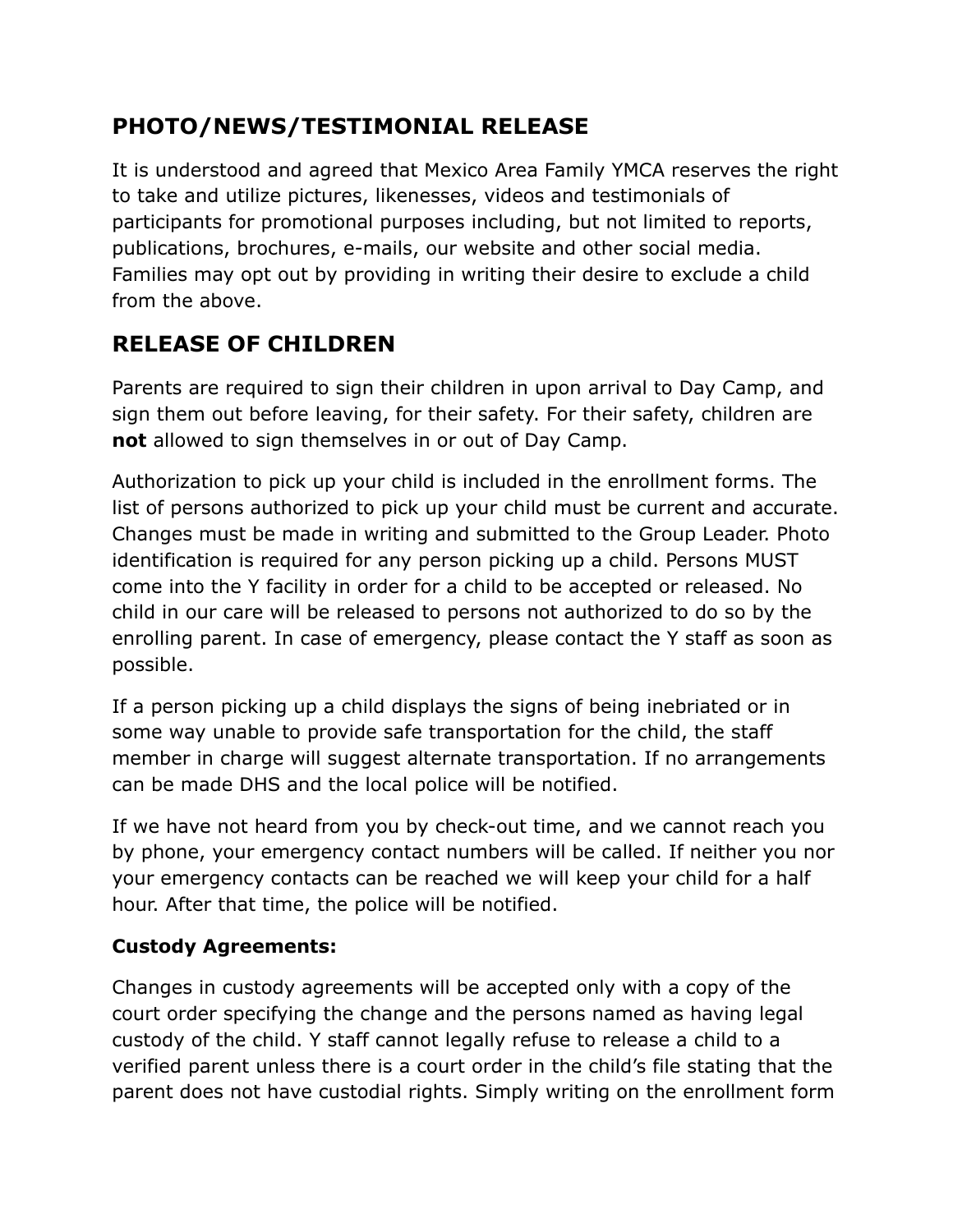## PHOTO/NEWS/TESTIMONIAL RELEASE

It is understood and agreed that Mexico Area Family YMCA reserves the right to take and utilize pictures, likenesses, videos and testimonials of participants for promotional purposes including, but not limited to reports, publications, brochures, e-mails, our website and other social media. Families may opt out by providing in writing their desire to exclude a child from the above.

## RELEASE OF CHILDREN

Parents are required to sign their children in upon arrival to Day Camp, and sign them out before leaving, for their safety. For their safety, children are **not** allowed to sign themselves in or out of Day Camp.

Authorization to pick up your child is included in the enrollment forms. The list of persons authorized to pick up your child must be current and accurate. Changes must be made in writing and submitted to the Group Leader. Photo identification is required for any person picking up a child. Persons MUST come into the Y facility in order for a child to be accepted or released. No child in our care will be released to persons not authorized to do so by the enrolling parent. In case of emergency, please contact the Y staff as soon as possible.

If a person picking up a child displays the signs of being inebriated or in some way unable to provide safe transportation for the child, the staff member in charge will suggest alternate transportation. If no arrangements can be made DHS and the local police will be notified.

If we have not heard from you by check-out time, and we cannot reach you by phone, your emergency contact numbers will be called. If neither you nor your emergency contacts can be reached we will keep your child for a half hour. After that time, the police will be notified.

**Custody Agreements:**

Changes in custody agreements will be accepted only with a copy of the court order specifying the change and the persons named as having legal custody of the child. Y staff cannot legally refuse to release a child to a verified parent unless there is a court order in the child's file stating that the parent does not have custodial rights. Simply writing on the enrollment form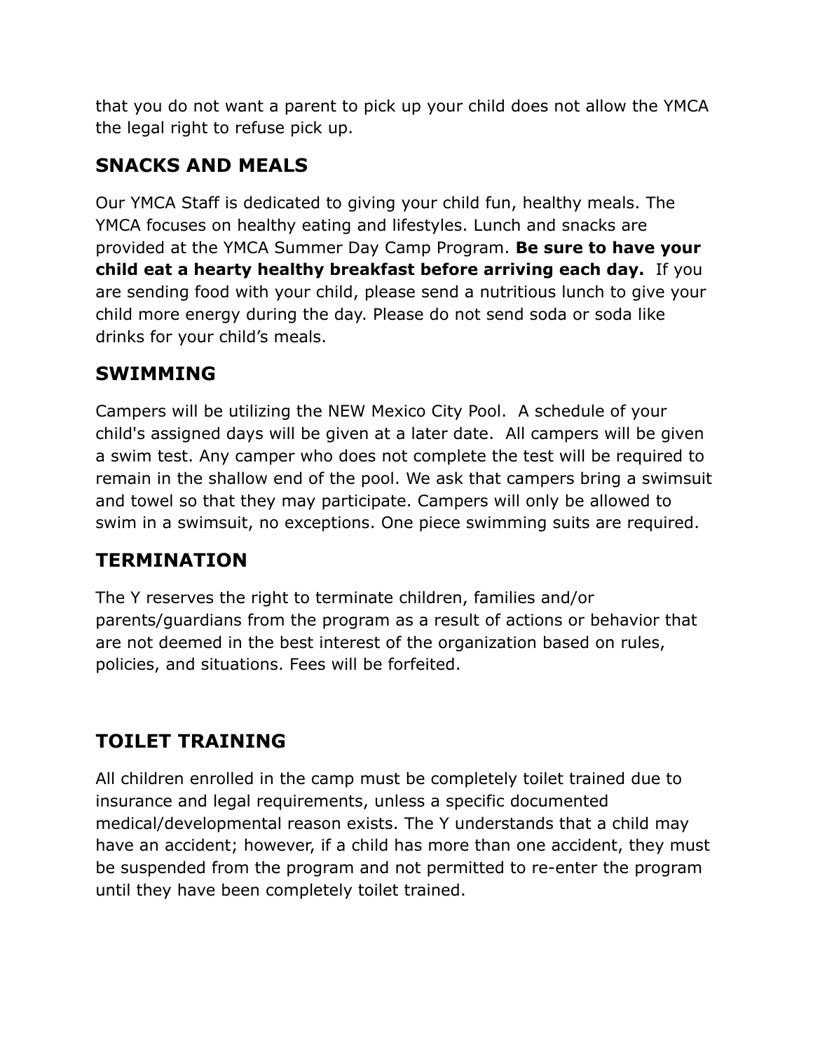that you do not want a parent to pick up your child does not allow the YMCA the legal right to refuse pick up.

## SNACKS AND MEALS

Our YMCA Staff is dedicated to giving your child fun, healthy meals. The YMCA focuses on healthy eating and lifestyles. Lunch and snacks are provided at the YMCA Summer Day Camp Program. **Be sure to have your child eat a hearty healthy breakfast before arriving each day.** If you are sending food with your child, please send a nutritious lunch to give your child more energy during the day. Please do not send soda or soda like drinks for your child's meals.

## SWIMMING

Campers will be utilizing the NEW Mexico City Pool. A schedule of your child's assigned days will be given at a later date. All campers will be given a swim test. Any camper who does not complete the test will be required to remain in the shallow end of the pool. We ask that campers bring a swimsuit and towel so that they may participate. Campers will only be allowed to swim in a swimsuit, no exceptions. One piece swimming suits are required.

## TERMINATION

The Y reserves the right to terminate children, families and/or parents/guardians from the program as a result of actions or behavior that are not deemed in the best interest of the organization based on rules, policies, and situations. Fees will be forfeited.

## TOILET TRAINING

All children enrolled in the camp must be completely toilet trained due to insurance and legal requirements, unless a specific documented medical/developmental reason exists. The Y understands that a child may have an accident; however, if a child has more than one accident, they must be suspended from the program and not permitted to re-enter the program until they have been completely toilet trained.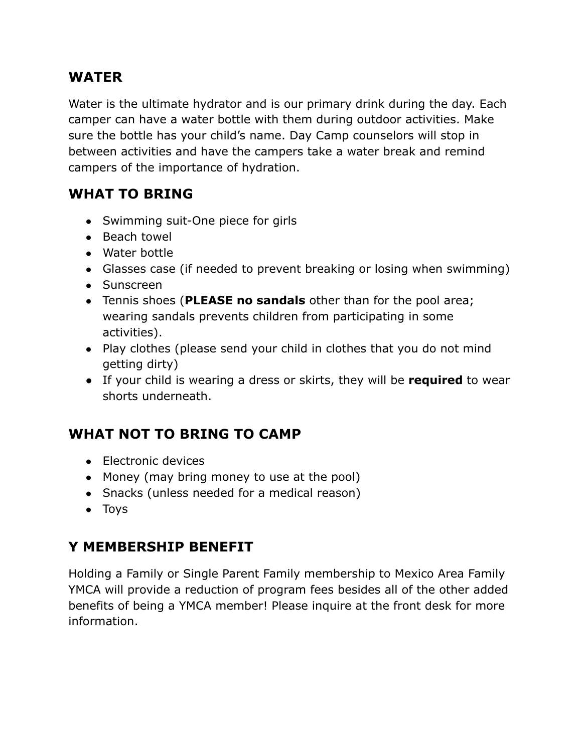## WATER

Water is the ultimate hydrator and is our primary drink during the day. Each camper can have a water bottle with them during outdoor activities. Make sure the bottle has your child's name. Day Camp counselors will stop in between activities and have the campers take a water break and remind campers of the importance of hydration.

## WHAT TO BRING

- Swimming suit-One piece for girls
- Beach towel
- Water bottle
- Glasses case (if needed to prevent breaking or losing when swimming)
- Sunscreen
- Tennis shoes (**PLEASE no sandals** other than for the pool area; wearing sandals prevents children from participating in some activities).
- Play clothes (please send your child in clothes that you do not mind getting dirty)
- If your child is wearing a dress or skirts, they will be **required** to wear shorts underneath.

## WHAT NOT TO BRING TO CAMP

- Electronic devices
- Money (may bring money to use at the pool)
- Snacks (unless needed for a medical reason)
- Toys

## Y MEMBERSHIP BENEFIT

Holding a Family or Single Parent Family membership to Mexico Area Family YMCA will provide a reduction of program fees besides all of the other added benefits of being a YMCA member! Please inquire at the front desk for more information.